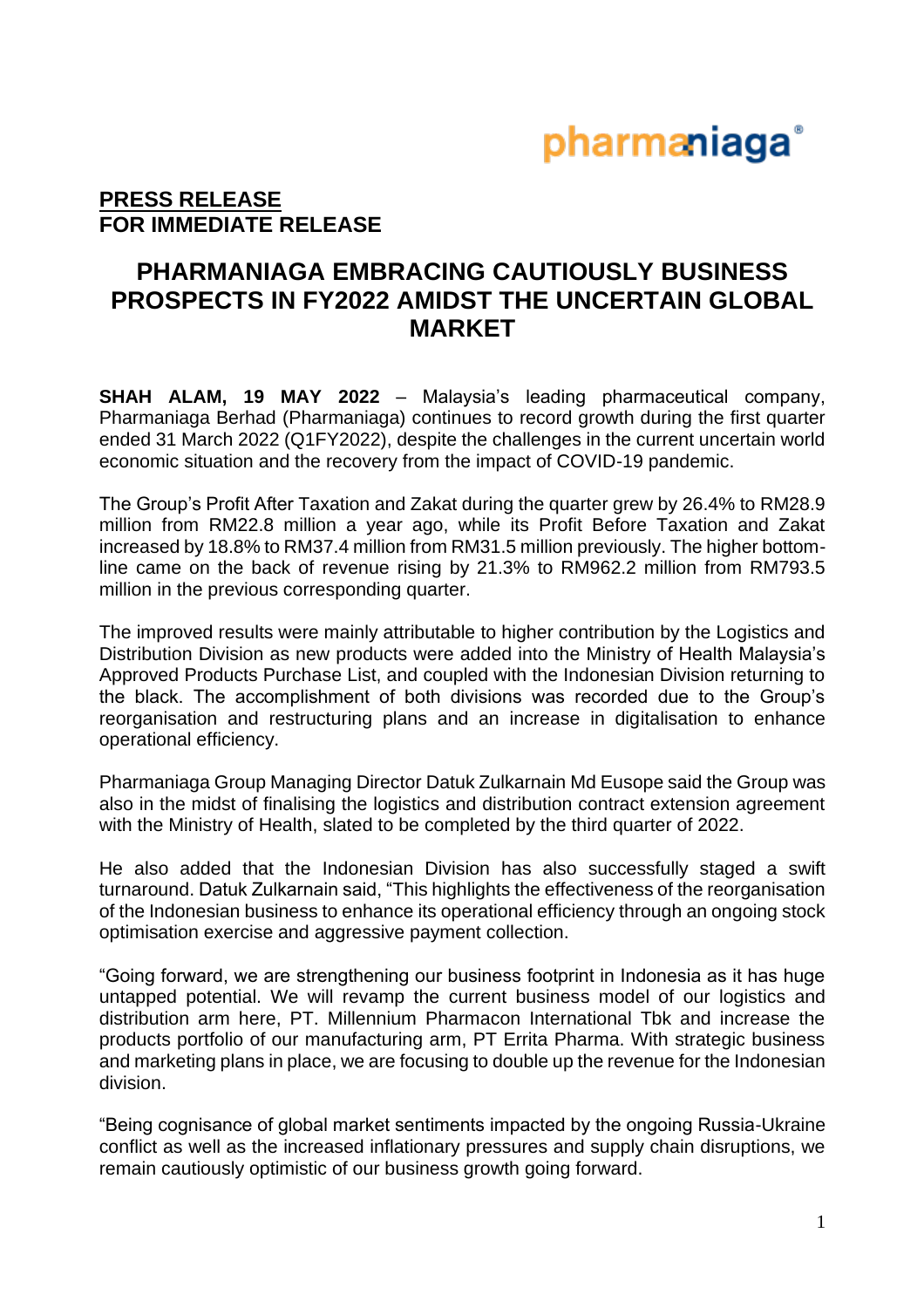**PRESS RELEASE**
**FOR IMMEDIATE RELEASE**

# PHARMANIAGA EMBRACING CAUTIOUSLY BUSINESS PROSPECTS IN FY2022 AMIDST THE UNCERTAIN GLOBAL MARKET

**SHAH ALAM, 19 MAY 2022** – Malaysia's leading pharmaceutical company, Pharmaniaga Berhad (Pharmaniaga) continues to record growth during the first quarter ended 31 March 2022 (Q1FY2022), despite the challenges in the current uncertain world economic situation and the recovery from the impact of COVID-19 pandemic.

The Group's Profit After Taxation and Zakat during the quarter grew by 26.4% to RM28.9 million from RM22.8 million a year ago, while its Profit Before Taxation and Zakat increased by 18.8% to RM37.4 million from RM31.5 million previously. The higher bottom-line came on the back of revenue rising by 21.3% to RM962.2 million from RM793.5 million in the previous corresponding quarter.

The improved results were mainly attributable to higher contribution by the Logistics and Distribution Division as new products were added into the Ministry of Health Malaysia's Approved Products Purchase List, and coupled with the Indonesian Division returning to the black. The accomplishment of both divisions was recorded due to the Group's reorganisation and restructuring plans and an increase in digitalisation to enhance operational efficiency.

Pharmaniaga Group Managing Director Datuk Zulkarnain Md Eusope said the Group was also in the midst of finalising the logistics and distribution contract extension agreement with the Ministry of Health, slated to be completed by the third quarter of 2022.

He also added that the Indonesian Division has also successfully staged a swift turnaround. Datuk Zulkarnain said, "This highlights the effectiveness of the reorganisation of the Indonesian business to enhance its operational efficiency through an ongoing stock optimisation exercise and aggressive payment collection.

"Going forward, we are strengthening our business footprint in Indonesia as it has huge untapped potential. We will revamp the current business model of our logistics and distribution arm here, PT. Millennium Pharmacon International Tbk and increase the products portfolio of our manufacturing arm, PT Errita Pharma. With strategic business and marketing plans in place, we are focusing to double up the revenue for the Indonesian division.

"Being cognisance of global market sentiments impacted by the ongoing Russia-Ukraine conflict as well as the increased inflationary pressures and supply chain disruptions, we remain cautiously optimistic of our business growth going forward.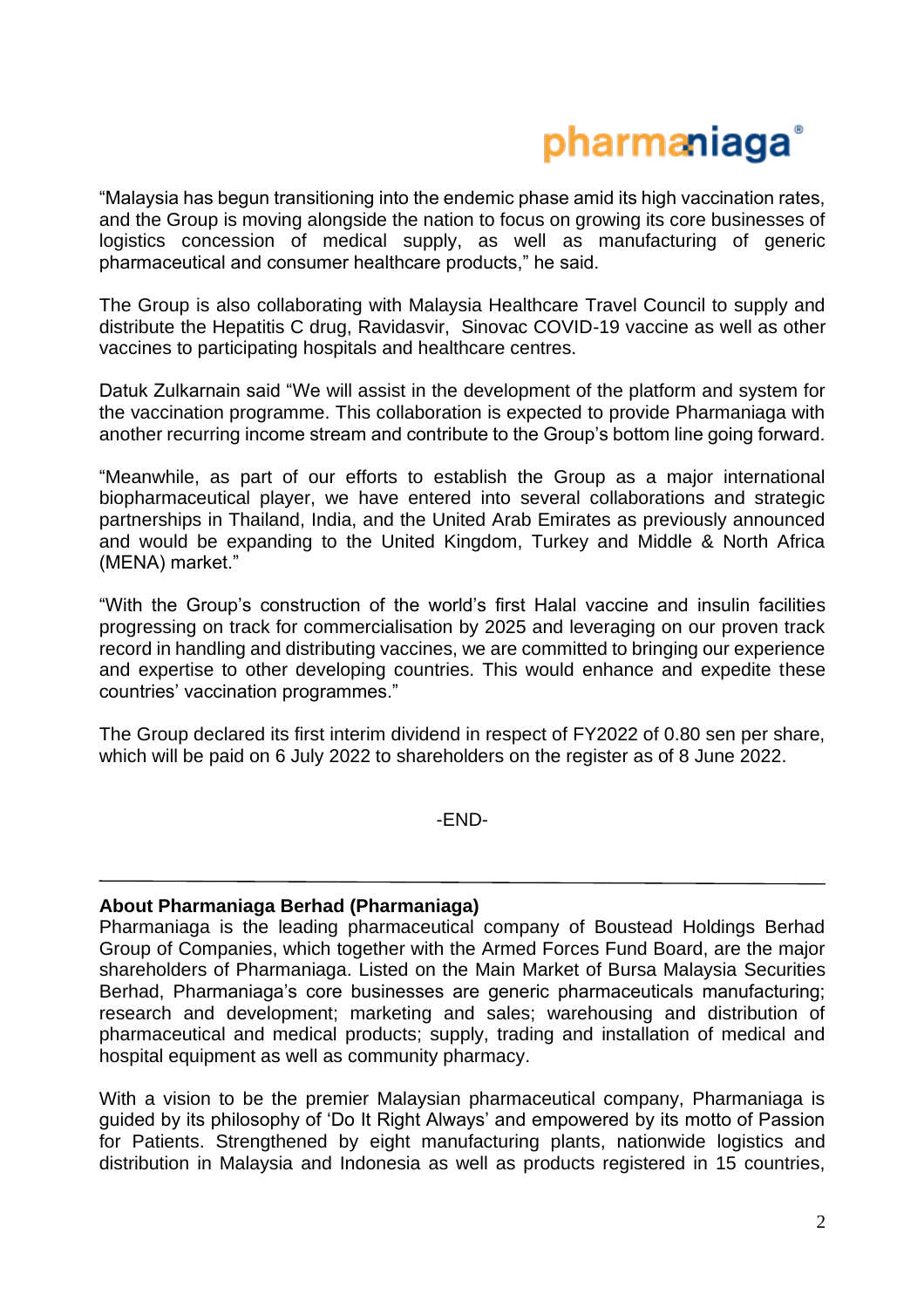"Malaysia has begun transitioning into the endemic phase amid its high vaccination rates, and the Group is moving alongside the nation to focus on growing its core businesses of logistics concession of medical supply, as well as manufacturing of generic pharmaceutical and consumer healthcare products," he said.

The Group is also collaborating with Malaysia Healthcare Travel Council to supply and distribute the Hepatitis C drug, Ravidasvir, Sinovac COVID-19 vaccine as well as other vaccines to participating hospitals and healthcare centres.

Datuk Zulkarnain said "We will assist in the development of the platform and system for the vaccination programme. This collaboration is expected to provide Pharmaniaga with another recurring income stream and contribute to the Group's bottom line going forward.

"Meanwhile, as part of our efforts to establish the Group as a major international biopharmaceutical player, we have entered into several collaborations and strategic partnerships in Thailand, India, and the United Arab Emirates as previously announced and would be expanding to the United Kingdom, Turkey and Middle & North Africa (MENA) market."

"With the Group's construction of the world's first Halal vaccine and insulin facilities progressing on track for commercialisation by 2025 and leveraging on our proven track record in handling and distributing vaccines, we are committed to bringing our experience and expertise to other developing countries. This would enhance and expedite these countries' vaccination programmes."

The Group declared its first interim dividend in respect of FY2022 of 0.80 sen per share, which will be paid on 6 July 2022 to shareholders on the register as of 8 June 2022.

-END-

---

**About Pharmaniaga Berhad (Pharmaniaga)**

Pharmaniaga is the leading pharmaceutical company of Boustead Holdings Berhad Group of Companies, which together with the Armed Forces Fund Board, are the major shareholders of Pharmaniaga. Listed on the Main Market of Bursa Malaysia Securities Berhad, Pharmaniaga's core businesses are generic pharmaceuticals manufacturing; research and development; marketing and sales; warehousing and distribution of pharmaceutical and medical products; supply, trading and installation of medical and hospital equipment as well as community pharmacy.

With a vision to be the premier Malaysian pharmaceutical company, Pharmaniaga is guided by its philosophy of 'Do It Right Always' and empowered by its motto of Passion for Patients. Strengthened by eight manufacturing plants, nationwide logistics and distribution in Malaysia and Indonesia as well as products registered in 15 countries,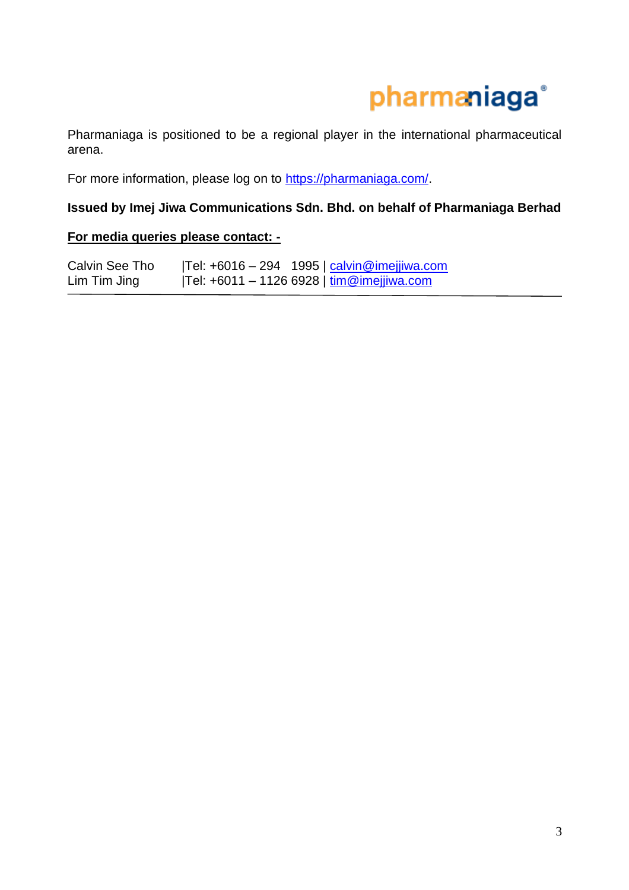Pharmaniaga is positioned to be a regional player in the international pharmaceutical arena.

For more information, please log on to https://pharmaniaga.com/.

**Issued by Imej Jiwa Communications Sdn. Bhd. on behalf of Pharmaniaga Berhad**

**For media queries please contact: -**

Calvin See Tho |Tel: +6016 – 294 1995 | calvin@imejjiwa.com
Lim Tim Jing |Tel: +6011 – 1126 6928 | tim@imejjiwa.com